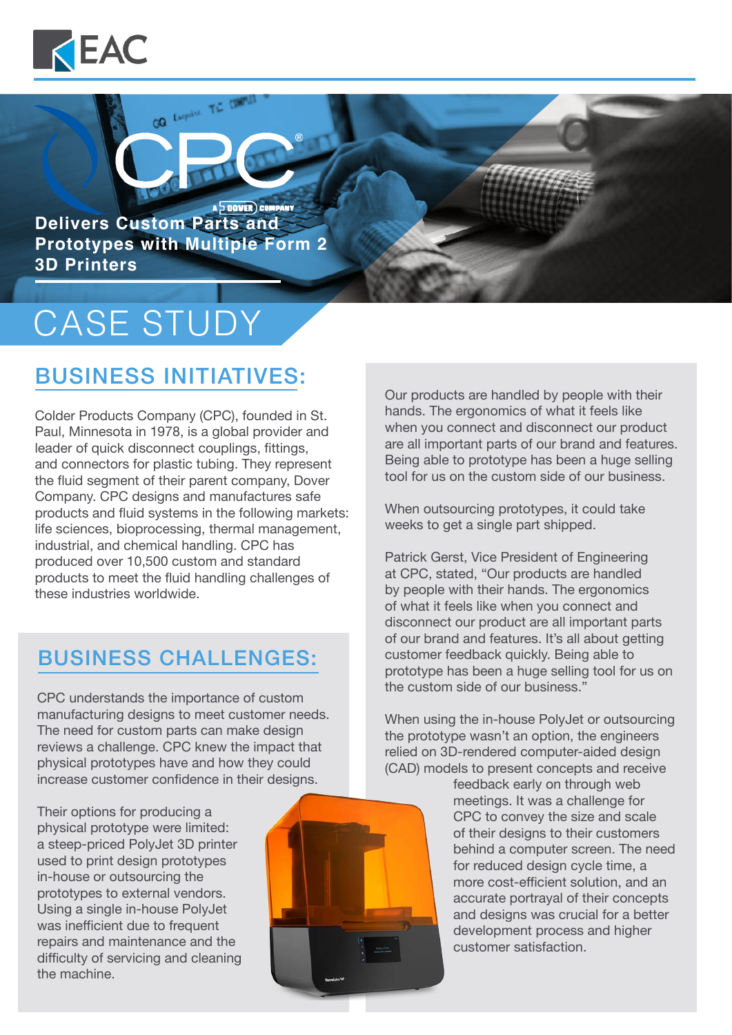EAC

# CPC Delivers Custom Parts and Prototypes with Multiple Form 2 3D Printers

A DOVER COMPANY

## CASE STUDY

## BUSINESS INITIATIVES:

Colder Products Company (CPC), founded in St. Paul, Minnesota in 1978, is a global provider and leader of quick disconnect couplings, fittings, and connectors for plastic tubing. They represent the fluid segment of their parent company, Dover Company. CPC designs and manufactures safe products and fluid systems in the following markets: life sciences, bioprocessing, thermal management, industrial, and chemical handling. CPC has produced over 10,500 custom and standard products to meet the fluid handling challenges of these industries worldwide.

## BUSINESS CHALLENGES:

CPC understands the importance of custom manufacturing designs to meet customer needs. The need for custom parts can make design reviews a challenge. CPC knew the impact that physical prototypes have and how they could increase customer confidence in their designs.

Their options for producing a physical prototype were limited: a steep-priced PolyJet 3D printer used to print design prototypes in-house or outsourcing the prototypes to external vendors. Using a single in-house PolyJet was inefficient due to frequent repairs and maintenance and the difficulty of servicing and cleaning the machine.

Our products are handled by people with their hands. The ergonomics of what it feels like when you connect and disconnect our product are all important parts of our brand and features. Being able to prototype has been a huge selling tool for us on the custom side of our business.

When outsourcing prototypes, it could take weeks to get a single part shipped.

Patrick Gerst, Vice President of Engineering at CPC, stated, "Our products are handled by people with their hands. The ergonomics of what it feels like when you connect and disconnect our product are all important parts of our brand and features. It's all about getting customer feedback quickly. Being able to prototype has been a huge selling tool for us on the custom side of our business."

When using the in-house PolyJet or outsourcing the prototype wasn't an option, the engineers relied on 3D-rendered computer-aided design (CAD) models to present concepts and receive feedback early on through web meetings. It was a challenge for CPC to convey the size and scale of their designs to their customers behind a computer screen. The need for reduced design cycle time, a more cost-efficient solution, and an accurate portrayal of their concepts and designs was crucial for a better development process and higher customer satisfaction.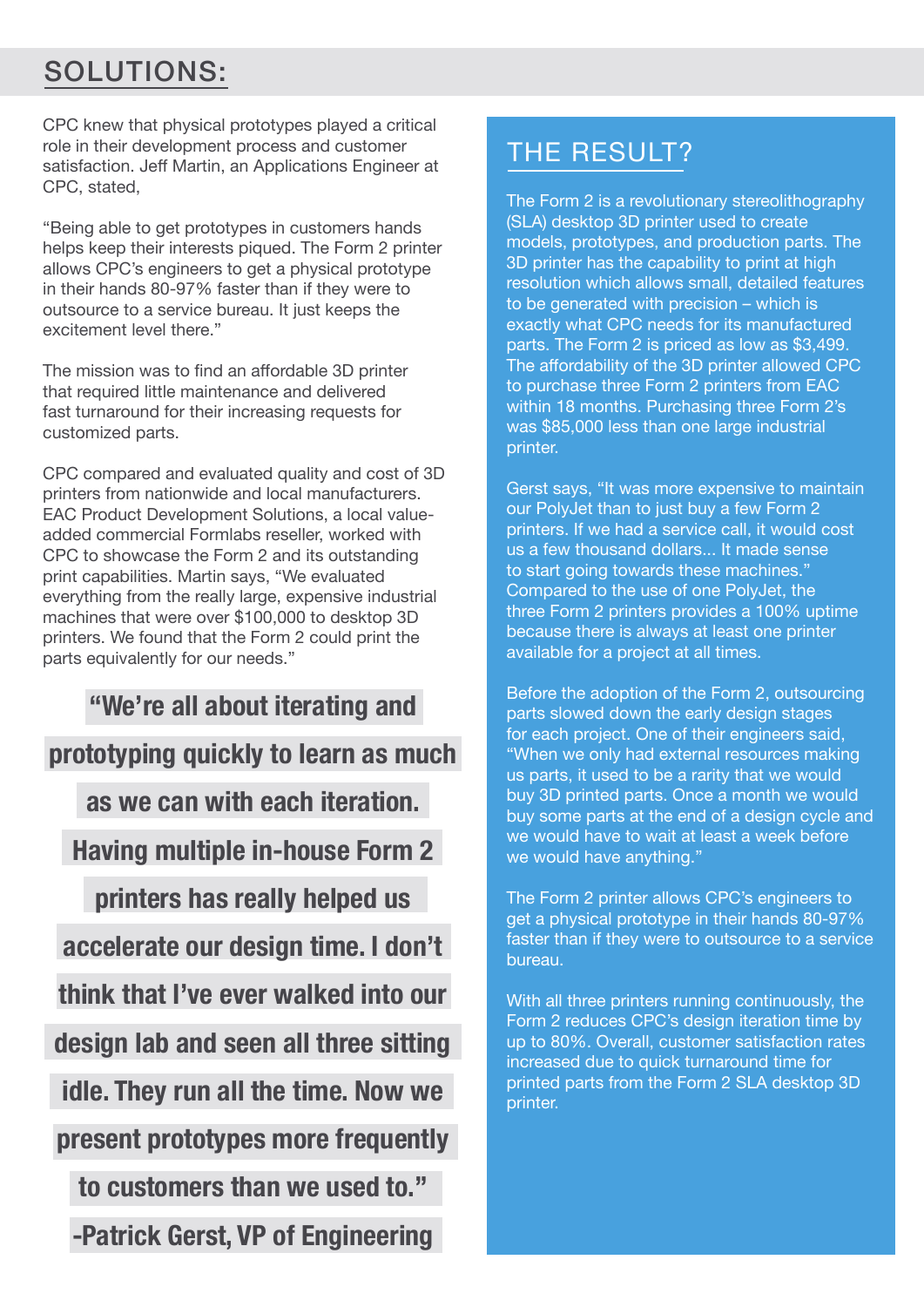## SOLUTIONS:

CPC knew that physical prototypes played a critical role in their development process and customer satisfaction. Jeff Martin, an Applications Engineer at CPC, stated,

"Being able to get prototypes in customers hands helps keep their interests piqued. The Form 2 printer allows CPC's engineers to get a physical prototype in their hands 80-97% faster than if they were to outsource to a service bureau. It just keeps the excitement level there."

The mission was to find an affordable 3D printer that required little maintenance and delivered fast turnaround for their increasing requests for customized parts.

CPC compared and evaluated quality and cost of 3D printers from nationwide and local manufacturers. EAC Product Development Solutions, a local value-added commercial Formlabs reseller, worked with CPC to showcase the Form 2 and its outstanding print capabilities. Martin says, "We evaluated everything from the really large, expensive industrial machines that were over $100,000 to desktop 3D printers. We found that the Form 2 could print the parts equivalently for our needs."

**"We're all about iterating and prototyping quickly to learn as much as we can with each iteration. Having multiple in-house Form 2 printers has really helped us accelerate our design time. I don't think that I've ever walked into our design lab and seen all three sitting idle. They run all the time. Now we present prototypes more frequently to customers than we used to."**

**-Patrick Gerst, VP of Engineering**

## THE RESULT?

The Form 2 is a revolutionary stereolithography (SLA) desktop 3D printer used to create models, prototypes, and production parts. The 3D printer has the capability to print at high resolution which allows small, detailed features to be generated with precision – which is exactly what CPC needs for its manufactured parts. The Form 2 is priced as low as $3,499. The affordability of the 3D printer allowed CPC to purchase three Form 2 printers from EAC within 18 months. Purchasing three Form 2's was $85,000 less than one large industrial printer.

Gerst says, "It was more expensive to maintain our PolyJet than to just buy a few Form 2 printers. If we had a service call, it would cost us a few thousand dollars... It made sense to start going towards these machines." Compared to the use of one PolyJet, the three Form 2 printers provides a 100% uptime because there is always at least one printer available for a project at all times.

Before the adoption of the Form 2, outsourcing parts slowed down the early design stages for each project. One of their engineers said, "When we only had external resources making us parts, it used to be a rarity that we would buy 3D printed parts. Once a month we would buy some parts at the end of a design cycle and we would have to wait at least a week before we would have anything."

The Form 2 printer allows CPC's engineers to get a physical prototype in their hands 80-97% faster than if they were to outsource to a service bureau.

With all three printers running continuously, the Form 2 reduces CPC's design iteration time by up to 80%. Overall, customer satisfaction rates increased due to quick turnaround time for printed parts from the Form 2 SLA desktop 3D printer.